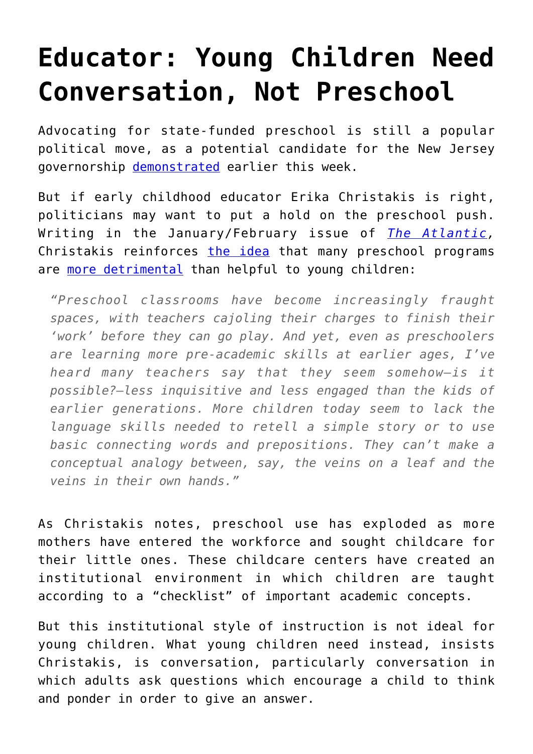# Educator: Young Children Need Conversation, Not Preschool

Advocating for state-funded preschool is still a popular political move, as a potential candidate for the New Jersey governorship demonstrated earlier this week.

But if early childhood educator Erika Christakis is right, politicians may want to put a hold on the preschool push. Writing in the January/February issue of *The Atlantic*, Christakis reinforces the idea that many preschool programs are more detrimental than helpful to young children:

> *"Preschool classrooms have become increasingly fraught spaces, with teachers cajoling their charges to finish their 'work' before they can go play. And yet, even as preschoolers are learning more pre-academic skills at earlier ages, I've heard many teachers say that they seem somehow—is it possible?—less inquisitive and less engaged than the kids of earlier generations. More children today seem to lack the language skills needed to retell a simple story or to use basic connecting words and prepositions. They can't make a conceptual analogy between, say, the veins on a leaf and the veins in their own hands."*

As Christakis notes, preschool use has exploded as more mothers have entered the workforce and sought childcare for their little ones. These childcare centers have created an institutional environment in which children are taught according to a "checklist" of important academic concepts.

But this institutional style of instruction is not ideal for young children. What young children need instead, insists Christakis, is conversation, particularly conversation in which adults ask questions which encourage a child to think and ponder in order to give an answer.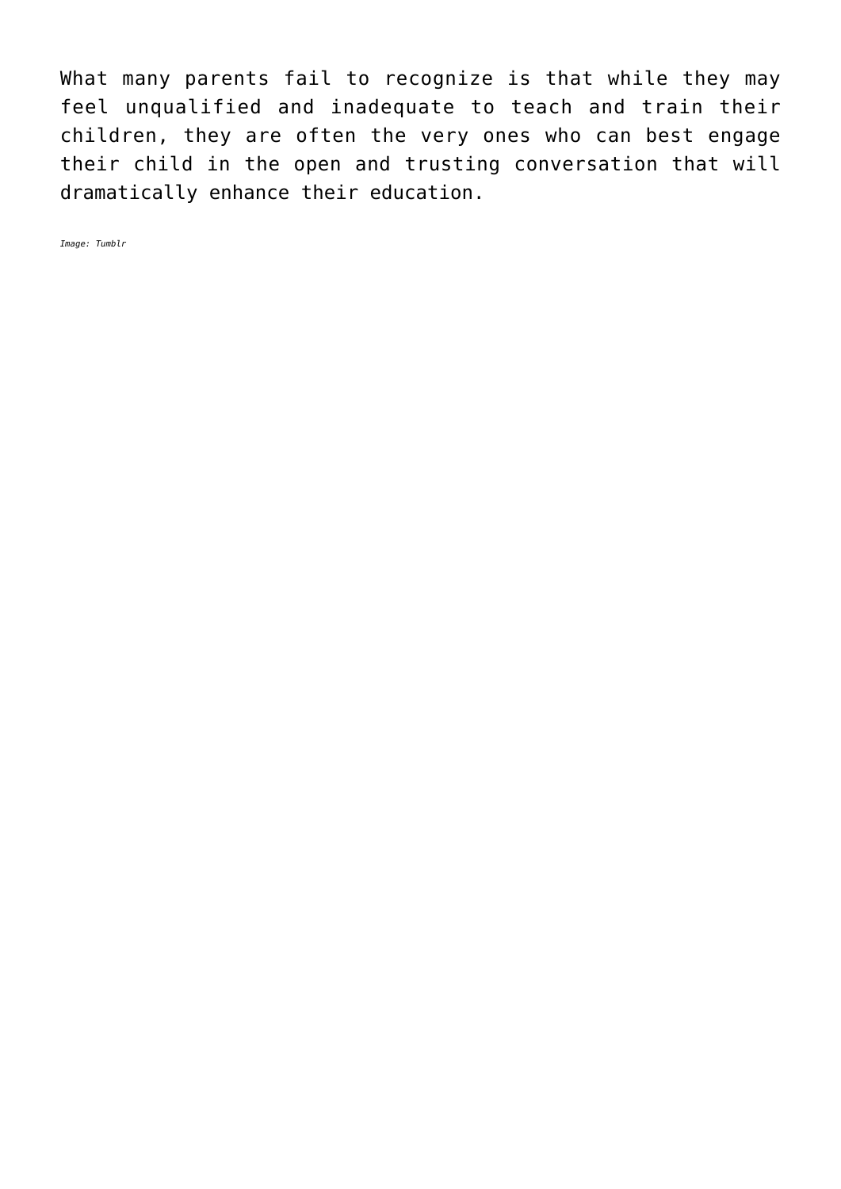What many parents fail to recognize is that while they may feel unqualified and inadequate to teach and train their children, they are often the very ones who can best engage their child in the open and trusting conversation that will dramatically enhance their education.

*Image: Tumblr*